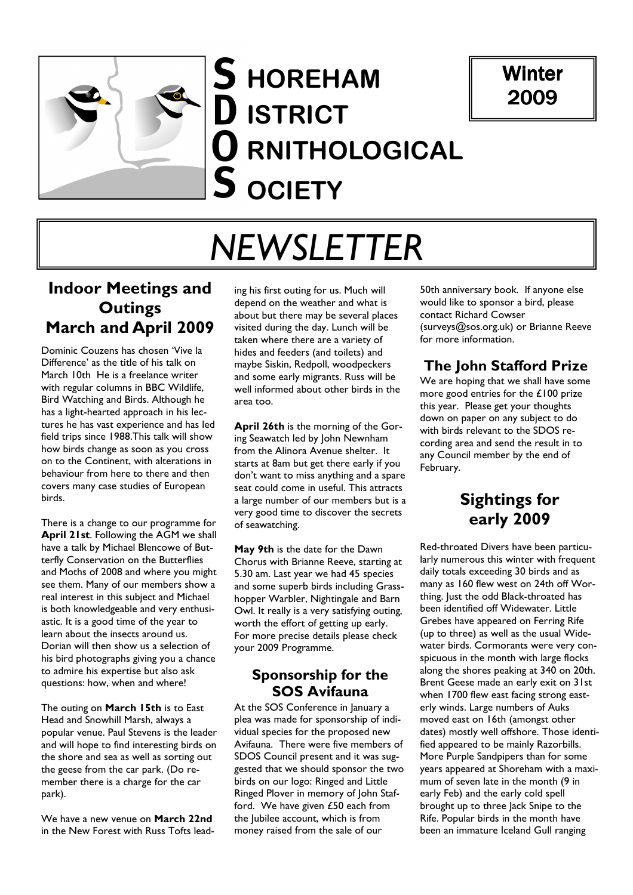# SHOREHAM DISTRICT ORNITHOLOGICAL SOCIETY

**Winter 2009**

# *NEWSLETTER*

## Indoor Meetings and Outings March and April 2009

Dominic Couzens has chosen 'Vive la Difference' as the title of his talk on March 10th He is a freelance writer with regular columns in BBC Wildlife, Bird Watching and Birds. Although he has a light-hearted approach in his lectures he has vast experience and has led field trips since 1988.This talk will show how birds change as soon as you cross on to the Continent, with alterations in behaviour from here to there and then covers many case studies of European birds.

There is a change to our programme for **April 21st**. Following the AGM we shall have a talk by Michael Blencowe of Butterfly Conservation on the Butterflies and Moths of 2008 and where you might see them. Many of our members show a real interest in this subject and Michael is both knowledgeable and very enthusiastic. It is a good time of the year to learn about the insects around us. Dorian will then show us a selection of his bird photographs giving you a chance to admire his expertise but also ask questions: how, when and where!

The outing on **March 15th** is to East Head and Snowhill Marsh, always a popular venue. Paul Stevens is the leader and will hope to find interesting birds on the shore and sea as well as sorting out the geese from the car park. (Do remember there is a charge for the car park).

We have a new venue on **March 22nd** in the New Forest with Russ Tofts leading his first outing for us. Much will depend on the weather and what is about but there may be several places visited during the day. Lunch will be taken where there are a variety of hides and feeders (and toilets) and maybe Siskin, Redpoll, woodpeckers and some early migrants. Russ will be well informed about other birds in the area too.

**April 26th** is the morning of the Goring Seawatch led by John Newnham from the Alinora Avenue shelter. It starts at 8am but get there early if you don't want to miss anything and a spare seat could come in useful. This attracts a large number of our members but is a very good time to discover the secrets of seawatching.

**May 9th** is the date for the Dawn Chorus with Brianne Reeve, starting at 5.30 am. Last year we had 45 species and some superb birds including Grasshopper Warbler, Nightingale and Barn Owl. It really is a very satisfying outing, worth the effort of getting up early. For more precise details please check your 2009 Programme.

## Sponsorship for the SOS Avifauna

At the SOS Conference in January a plea was made for sponsorship of individual species for the proposed new Avifauna. There were five members of SDOS Council present and it was suggested that we should sponsor the two birds on our logo: Ringed and Little Ringed Plover in memory of John Stafford. We have given £50 each from the Jubilee account, which is from money raised from the sale of our 50th anniversary book. If anyone else would like to sponsor a bird, please contact Richard Cowser (surveys@sos.org.uk) or Brianne Reeve for more information.

## The John Stafford Prize

We are hoping that we shall have some more good entries for the £100 prize this year. Please get your thoughts down on paper on any subject to do with birds relevant to the SDOS recording area and send the result in to any Council member by the end of February.

## Sightings for early 2009

Red-throated Divers have been particularly numerous this winter with frequent daily totals exceeding 30 birds and as many as 160 flew west on 24th off Worthing. Just the odd Black-throated has been identified off Widewater. Little Grebes have appeared on Ferring Rife (up to three) as well as the usual Widewater birds. Cormorants were very conspicuous in the month with large flocks along the shores peaking at 340 on 20th. Brent Geese made an early exit on 31st when 1700 flew east facing strong easterly winds. Large numbers of Auks moved east on 16th (amongst other dates) mostly well offshore. Those identified appeared to be mainly Razorbills. More Purple Sandpipers than for some years appeared at Shoreham with a maximum of seven late in the month (9 in early Feb) and the early cold spell brought up to three Jack Snipe to the Rife. Popular birds in the month have been an immature Iceland Gull ranging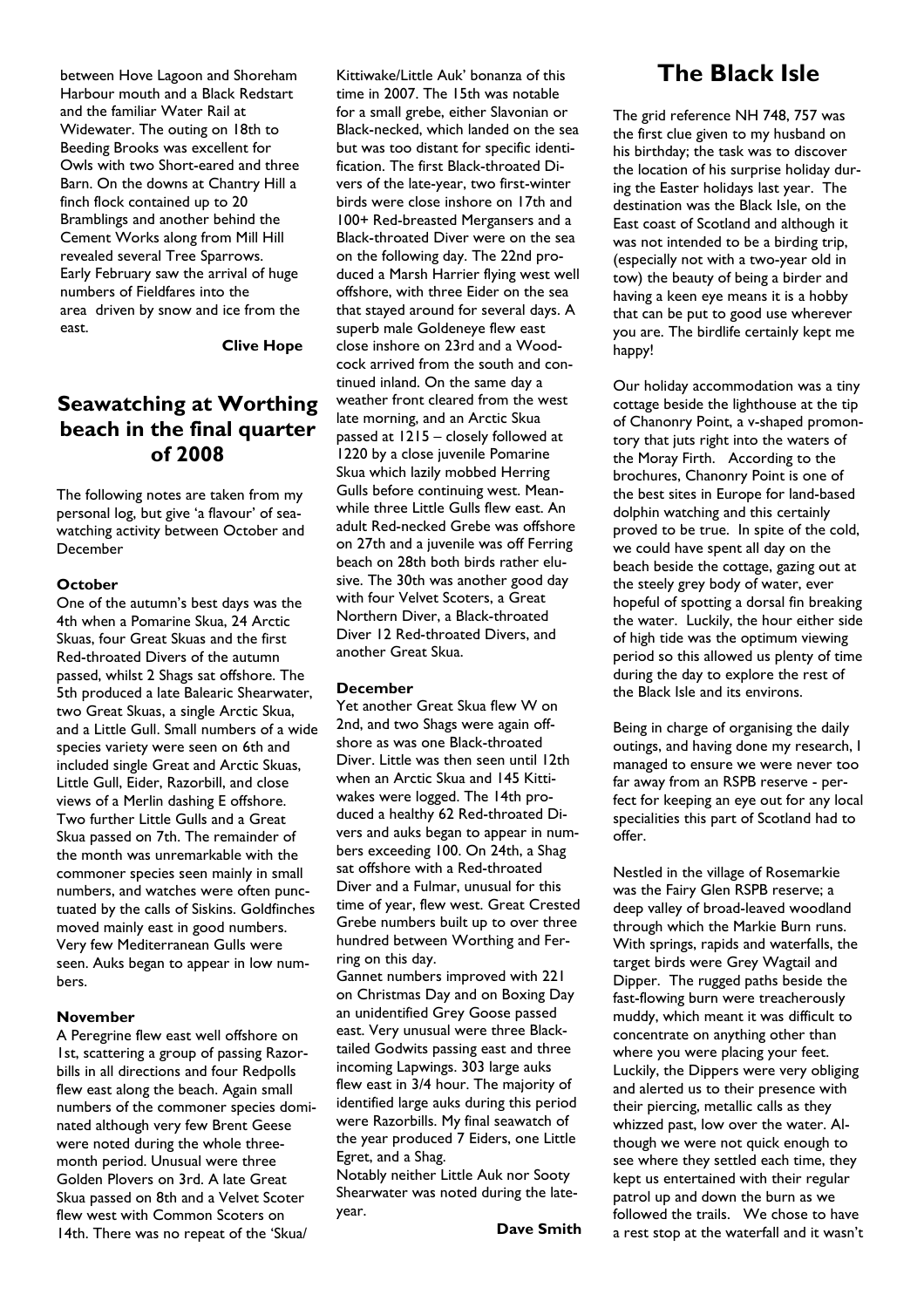between Hove Lagoon and Shoreham Harbour mouth and a Black Redstart and the familiar Water Rail at Widewater. The outing on 18th to Beeding Brooks was excellent for Owls with two Short-eared and three Barn. On the downs at Chantry Hill a finch flock contained up to 20 Bramblings and another behind the Cement Works along from Mill Hill revealed several Tree Sparrows. Early February saw the arrival of huge numbers of Fieldfares into the area driven by snow and ice from the east.

**Clive Hope**

## Seawatching at Worthing beach in the final quarter of 2008

The following notes are taken from my personal log, but give 'a flavour' of seawatching activity between October and December

### October

One of the autumn's best days was the 4th when a Pomarine Skua, 24 Arctic Skuas, four Great Skuas and the first Red-throated Divers of the autumn passed, whilst 2 Shags sat offshore. The 5th produced a late Balearic Shearwater, two Great Skuas, a single Arctic Skua, and a Little Gull. Small numbers of a wide species variety were seen on 6th and included single Great and Arctic Skuas, Little Gull, Eider, Razorbill, and close views of a Merlin dashing E offshore. Two further Little Gulls and a Great Skua passed on 7th. The remainder of the month was unremarkable with the commoner species seen mainly in small numbers, and watches were often punctuated by the calls of Siskins. Goldfinches moved mainly east in good numbers. Very few Mediterranean Gulls were seen. Auks began to appear in low numbers.

### November

A Peregrine flew east well offshore on 1st, scattering a group of passing Razorbills in all directions and four Redpolls flew east along the beach. Again small numbers of the commoner species dominated although very few Brent Geese were noted during the whole three-month period. Unusual were three Golden Plovers on 3rd. A late Great Skua passed on 8th and a Velvet Scoter flew west with Common Scoters on 14th. There was no repeat of the 'Skua/Kittiwake/Little Auk' bonanza of this time in 2007. The 15th was notable for a small grebe, either Slavonian or Black-necked, which landed on the sea but was too distant for specific identification. The first Black-throated Divers of the late-year, two first-winter birds were close inshore on 17th and 100+ Red-breasted Mergansers and a Black-throated Diver were on the sea on the following day. The 22nd produced a Marsh Harrier flying west well offshore, with three Eider on the sea that stayed around for several days. A superb male Goldeneye flew east close inshore on 23rd and a Woodcock arrived from the south and continued inland. On the same day a weather front cleared from the west late morning, and an Arctic Skua passed at 1215 – closely followed at 1220 by a close juvenile Pomarine Skua which lazily mobbed Herring Gulls before continuing west. Meanwhile three Little Gulls flew east. An adult Red-necked Grebe was offshore on 27th and a juvenile was off Ferring beach on 28th both birds rather elusive. The 30th was another good day with four Velvet Scoters, a Great Northern Diver, a Black-throated Diver 12 Red-throated Divers, and another Great Skua.

### December

Yet another Great Skua flew W on 2nd, and two Shags were again offshore as was one Black-throated Diver. Little was then seen until 12th when an Arctic Skua and 145 Kittiwakes were logged. The 14th produced a healthy 62 Red-throated Divers and auks began to appear in numbers exceeding 100. On 24th, a Shag sat offshore with a Red-throated Diver and a Fulmar, unusual for this time of year, flew west. Great Crested Grebe numbers built up to over three hundred between Worthing and Ferring on this day.

Gannet numbers improved with 221 on Christmas Day and on Boxing Day an unidentified Grey Goose passed east. Very unusual were three Black-tailed Godwits passing east and three incoming Lapwings. 303 large auks flew east in 3/4 hour. The majority of identified large auks during this period were Razorbills. My final seawatch of the year produced 7 Eiders, one Little Egret, and a Shag.

Notably neither Little Auk nor Sooty Shearwater was noted during the late-year.

**Dave Smith**

## The Black Isle

The grid reference NH 748, 757 was the first clue given to my husband on his birthday; the task was to discover the location of his surprise holiday during the Easter holidays last year. The destination was the Black Isle, on the East coast of Scotland and although it was not intended to be a birding trip, (especially not with a two-year old in tow) the beauty of being a birder and having a keen eye means it is a hobby that can be put to good use wherever you are. The birdlife certainly kept me happy!

Our holiday accommodation was a tiny cottage beside the lighthouse at the tip of Chanonry Point, a v-shaped promontory that juts right into the waters of the Moray Firth. According to the brochures, Chanonry Point is one of the best sites in Europe for land-based dolphin watching and this certainly proved to be true. In spite of the cold, we could have spent all day on the beach beside the cottage, gazing out at the steely grey body of water, ever hopeful of spotting a dorsal fin breaking the water. Luckily, the hour either side of high tide was the optimum viewing period so this allowed us plenty of time during the day to explore the rest of the Black Isle and its environs.

Being in charge of organising the daily outings, and having done my research, I managed to ensure we were never too far away from an RSPB reserve - perfect for keeping an eye out for any local specialities this part of Scotland had to offer.

Nestled in the village of Rosemarkie was the Fairy Glen RSPB reserve; a deep valley of broad-leaved woodland through which the Markie Burn runs. With springs, rapids and waterfalls, the target birds were Grey Wagtail and Dipper. The rugged paths beside the fast-flowing burn were treacherously muddy, which meant it was difficult to concentrate on anything other than where you were placing your feet. Luckily, the Dippers were very obliging and alerted us to their presence with their piercing, metallic calls as they whizzed past, low over the water. Although we were not quick enough to see where they settled each time, they kept us entertained with their regular patrol up and down the burn as we followed the trails. We chose to have a rest stop at the waterfall and it wasn't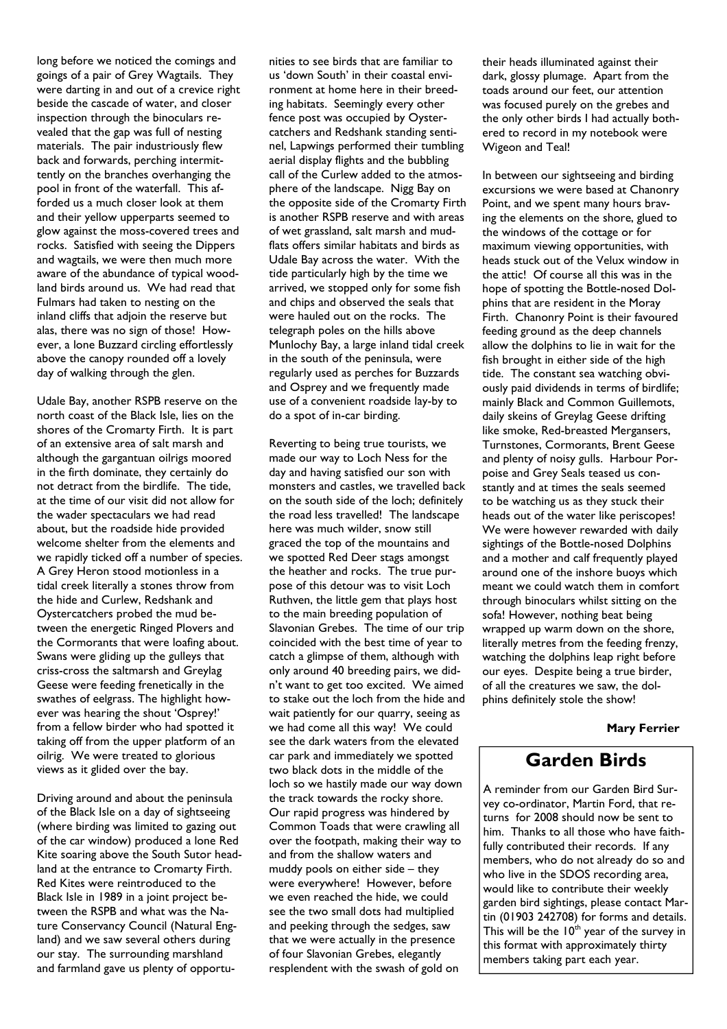long before we noticed the comings and goings of a pair of Grey Wagtails. They were darting in and out of a crevice right beside the cascade of water, and closer inspection through the binoculars revealed that the gap was full of nesting materials. The pair industriously flew back and forwards, perching intermittently on the branches overhanging the pool in front of the waterfall. This afforded us a much closer look at them and their yellow upperparts seemed to glow against the moss-covered trees and rocks. Satisfied with seeing the Dippers and wagtails, we were then much more aware of the abundance of typical woodland birds around us. We had read that Fulmars had taken to nesting on the inland cliffs that adjoin the reserve but alas, there was no sign of those! However, a lone Buzzard circling effortlessly above the canopy rounded off a lovely day of walking through the glen.

Udale Bay, another RSPB reserve on the north coast of the Black Isle, lies on the shores of the Cromarty Firth. It is part of an extensive area of salt marsh and although the gargantuan oilrigs moored in the firth dominate, they certainly do not detract from the birdlife. The tide, at the time of our visit did not allow for the wader spectaculars we had read about, but the roadside hide provided welcome shelter from the elements and we rapidly ticked off a number of species. A Grey Heron stood motionless in a tidal creek literally a stones throw from the hide and Curlew, Redshank and Oystercatchers probed the mud between the energetic Ringed Plovers and the Cormorants that were loafing about. Swans were gliding up the gulleys that criss-cross the saltmarsh and Greylag Geese were feeding frenetically in the swathes of eelgrass. The highlight however was hearing the shout 'Osprey!' from a fellow birder who had spotted it taking off from the upper platform of an oilrig. We were treated to glorious views as it glided over the bay.

Driving around and about the peninsula of the Black Isle on a day of sightseeing (where birding was limited to gazing out of the car window) produced a lone Red Kite soaring above the South Sutor headland at the entrance to Cromarty Firth. Red Kites were reintroduced to the Black Isle in 1989 in a joint project between the RSPB and what was the Nature Conservancy Council (Natural England) and we saw several others during our stay. The surrounding marshland and farmland gave us plenty of opportunities to see birds that are familiar to us 'down South' in their coastal environment at home here in their breeding habitats. Seemingly every other fence post was occupied by Oystercatchers and Redshank standing sentinel, Lapwings performed their tumbling aerial display flights and the bubbling call of the Curlew added to the atmosphere of the landscape. Nigg Bay on the opposite side of the Cromarty Firth is another RSPB reserve and with areas of wet grassland, salt marsh and mudflats offers similar habitats and birds as Udale Bay across the water. With the tide particularly high by the time we arrived, we stopped only for some fish and chips and observed the seals that were hauled out on the rocks. The telegraph poles on the hills above Munlochy Bay, a large inland tidal creek in the south of the peninsula, were regularly used as perches for Buzzards and Osprey and we frequently made use of a convenient roadside lay-by to do a spot of in-car birding.

Reverting to being true tourists, we made our way to Loch Ness for the day and having satisfied our son with monsters and castles, we travelled back on the south side of the loch; definitely the road less travelled! The landscape here was much wilder, snow still graced the top of the mountains and we spotted Red Deer stags amongst the heather and rocks. The true purpose of this detour was to visit Loch Ruthven, the little gem that plays host to the main breeding population of Slavonian Grebes. The time of our trip coincided with the best time of year to catch a glimpse of them, although with only around 40 breeding pairs, we didn't want to get too excited. We aimed to stake out the loch from the hide and wait patiently for our quarry, seeing as we had come all this way! We could see the dark waters from the elevated car park and immediately we spotted two black dots in the middle of the loch so we hastily made our way down the track towards the rocky shore. Our rapid progress was hindered by Common Toads that were crawling all over the footpath, making their way to and from the shallow waters and muddy pools on either side – they were everywhere! However, before we even reached the hide, we could see the two small dots had multiplied and peeking through the sedges, saw that we were actually in the presence of four Slavonian Grebes, elegantly resplendent with the swash of gold on their heads illuminated against their dark, glossy plumage. Apart from the toads around our feet, our attention was focused purely on the grebes and the only other birds I had actually bothered to record in my notebook were Wigeon and Teal!

In between our sightseeing and birding excursions we were based at Chanonry Point, and we spent many hours braving the elements on the shore, glued to the windows of the cottage or for maximum viewing opportunities, with heads stuck out of the Velux window in the attic! Of course all this was in the hope of spotting the Bottle-nosed Dolphins that are resident in the Moray Firth. Chanonry Point is their favoured feeding ground as the deep channels allow the dolphins to lie in wait for the fish brought in either side of the high tide. The constant sea watching obviously paid dividends in terms of birdlife; mainly Black and Common Guillemots, daily skeins of Greylag Geese drifting like smoke, Red-breasted Mergansers, Turnstones, Cormorants, Brent Geese and plenty of noisy gulls. Harbour Porpoise and Grey Seals teased us constantly and at times the seals seemed to be watching us as they stuck their heads out of the water like periscopes! We were however rewarded with daily sightings of the Bottle-nosed Dolphins and a mother and calf frequently played around one of the inshore buoys which meant we could watch them in comfort through binoculars whilst sitting on the sofa! However, nothing beat being wrapped up warm down on the shore, literally metres from the feeding frenzy, watching the dolphins leap right before our eyes. Despite being a true birder, of all the creatures we saw, the dolphins definitely stole the show!

**Mary Ferrier**

## Garden Birds

A reminder from our Garden Bird Survey co-ordinator, Martin Ford, that returns for 2008 should now be sent to him. Thanks to all those who have faithfully contributed their records. If any members, who do not already do so and who live in the SDOS recording area, would like to contribute their weekly garden bird sightings, please contact Martin (01903 242708) for forms and details. This will be the 10th year of the survey in this format with approximately thirty members taking part each year.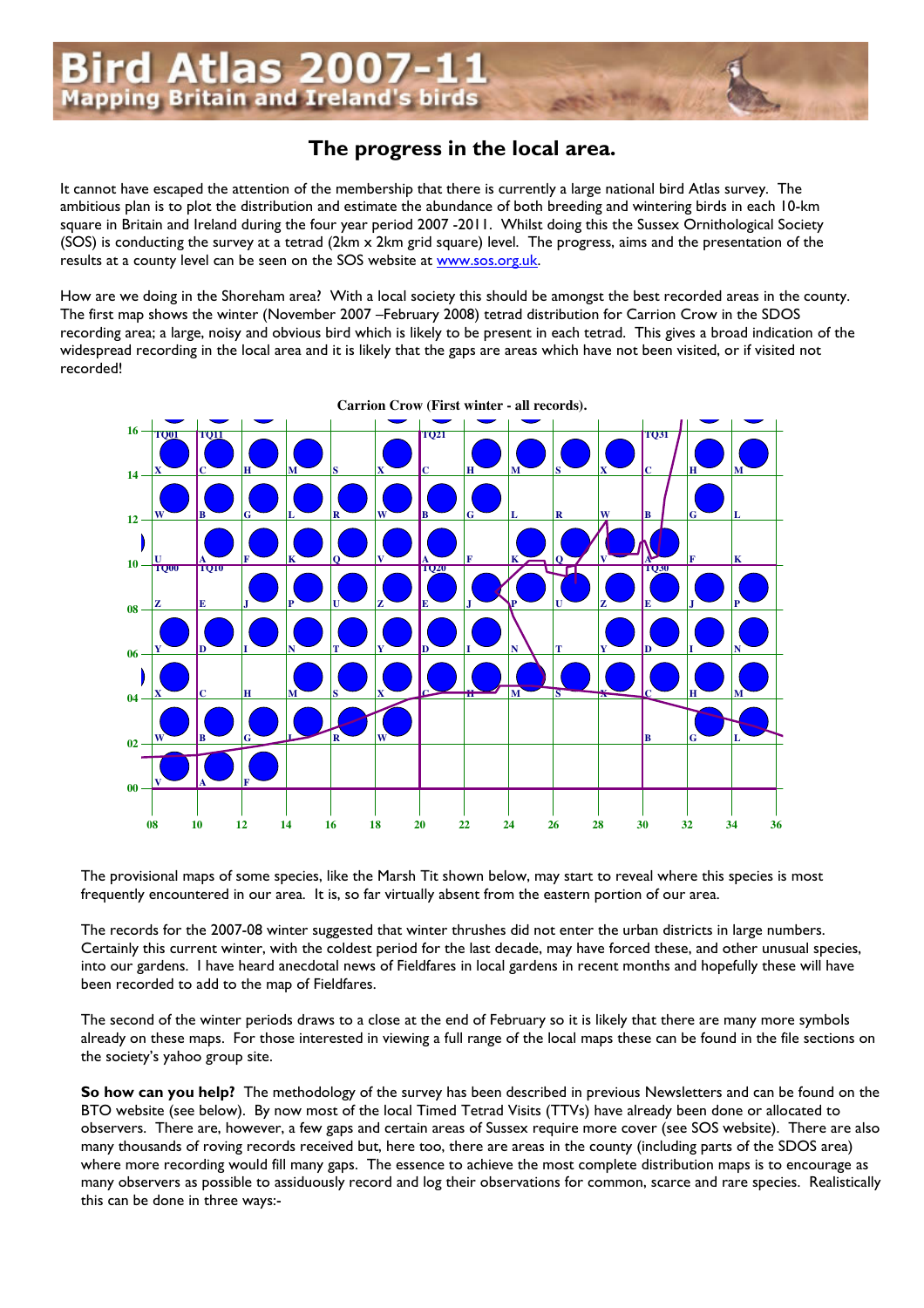# Bird Atlas 2007-11

Mapping Britain and Ireland's birds

## The progress in the local area.

It cannot have escaped the attention of the membership that there is currently a large national bird Atlas survey. The ambitious plan is to plot the distribution and estimate the abundance of both breeding and wintering birds in each 10-km square in Britain and Ireland during the four year period 2007 -2011. Whilst doing this the Sussex Ornithological Society (SOS) is conducting the survey at a tetrad (2km x 2km grid square) level. The progress, aims and the presentation of the results at a county level can be seen on the SOS website at www.sos.org.uk.

How are we doing in the Shoreham area? With a local society this should be amongst the best recorded areas in the county. The first map shows the winter (November 2007 –February 2008) tetrad distribution for Carrion Crow in the SDOS recording area; a large, noisy and obvious bird which is likely to be present in each tetrad. This gives a broad indication of the widespread recording in the local area and it is likely that the gaps are areas which have not been visited, or if visited not recorded!

Carrion Crow (First winter - all records).

TQ01 TQ11 TQ21 TQ31 TQ00 TQ10 TQ20 TQ30

16 14 12 10 08 06 04 02 00

08 10 12 14 16 18 20 22 24 26 28 30 32 34 36

The provisional maps of some species, like the Marsh Tit shown below, may start to reveal where this species is most frequently encountered in our area. It is, so far virtually absent from the eastern portion of our area.

The records for the 2007-08 winter suggested that winter thrushes did not enter the urban districts in large numbers. Certainly this current winter, with the coldest period for the last decade, may have forced these, and other unusual species, into our gardens. I have heard anecdotal news of Fieldfares in local gardens in recent months and hopefully these will have been recorded to add to the map of Fieldfares.

The second of the winter periods draws to a close at the end of February so it is likely that there are many more symbols already on these maps. For those interested in viewing a full range of the local maps these can be found in the file sections on the society's yahoo group site.

**So how can you help?** The methodology of the survey has been described in previous Newsletters and can be found on the BTO website (see below). By now most of the local Timed Tetrad Visits (TTVs) have already been done or allocated to observers. There are, however, a few gaps and certain areas of Sussex require more cover (see SOS website). There are also many thousands of roving records received but, here too, there are areas in the county (including parts of the SDOS area) where more recording would fill many gaps. The essence to achieve the most complete distribution maps is to encourage as many observers as possible to assiduously record and log their observations for common, scarce and rare species. Realistically this can be done in three ways:-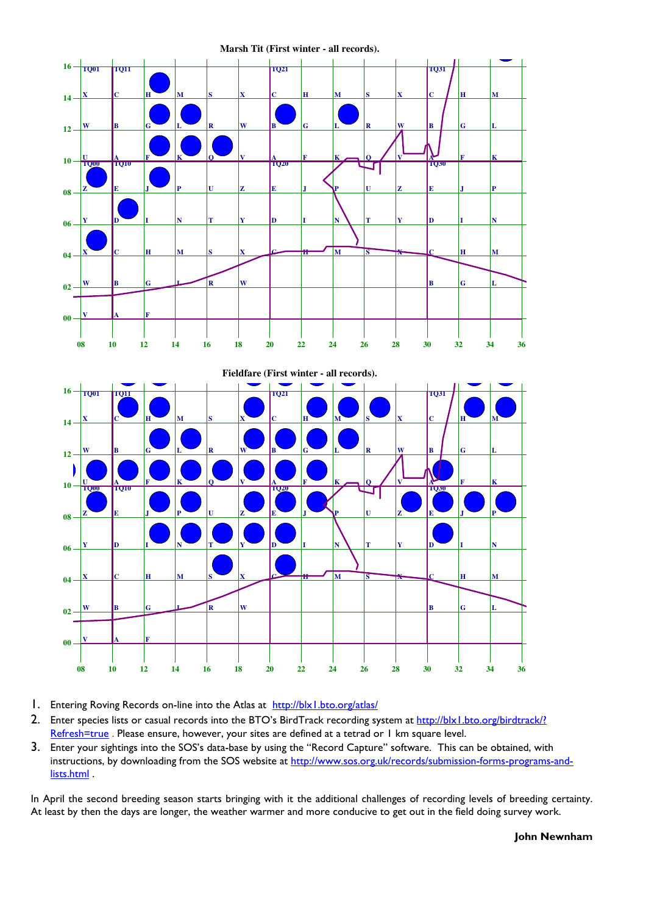Marsh Tit (First winter - all records).

16, 14, 12, 10, 08, 06, 04, 02, 00

08, 10, 12, 14, 16, 18, 20, 22, 24, 26, 28, 30, 32, 34, 36

TQ01, TQ11, TQ21, TQ31, TQ00, TQ10, TQ20, TQ30

Fieldfare (First winter - all records).

16, 14, 12, 10, 08, 06, 04, 02, 00

08, 10, 12, 14, 16, 18, 20, 22, 24, 26, 28, 30, 32, 34, 36

TQ01, TQ11, TQ21, TQ31, TQ00, TQ10, TQ20, TQ30

1. Entering Roving Records on-line into the Atlas at http://blx1.bto.org/atlas/
2. Enter species lists or casual records into the BTO's BirdTrack recording system at http://blx1.bto.org/birdtrack/?Refresh=true . Please ensure, however, your sites are defined at a tetrad or 1 km square level.
3. Enter your sightings into the SOS's data-base by using the "Record Capture" software. This can be obtained, with instructions, by downloading from the SOS website at http://www.sos.org.uk/records/submission-forms-programs-and-lists.html .

In April the second breeding season starts bringing with it the additional challenges of recording levels of breeding certainty. At least by then the days are longer, the weather warmer and more conducive to get out in the field doing survey work.

**John Newnham**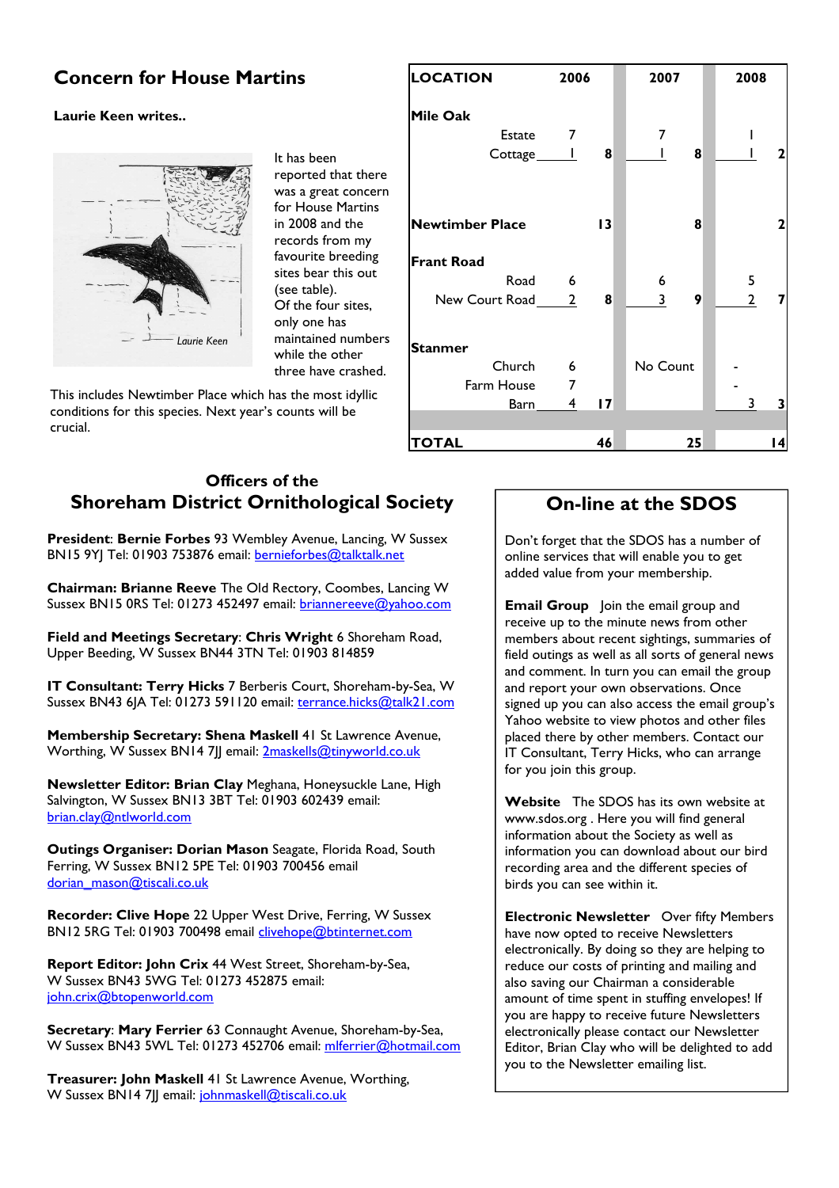## Concern for House Martins

**Laurie Keen writes..**

Laurie Keen

It has been reported that there was a great concern for House Martins in 2008 and the records from my favourite breeding sites bear this out (see table).
Of the four sites, only one has maintained numbers while the other three have crashed.

This includes Newtimber Place which has the most idyllic conditions for this species. Next year's counts will be crucial.

| LOCATION | 2006 | | 2007 | | 2008 | |
|---|---|---|---|---|---|---|
| **Mile Oak** | | | | | | |
| Estate | 7 | | 7 | | 1 | |
| Cottage | 1 | 8 | 1 | 8 | 1 | 2 |
| **Newtimber Place** | | 13 | | 8 | | 2 |
| **Frant Road** | | | | | | |
| Road | 6 | | 6 | | 5 | |
| New Court Road | 2 | 8 | 3 | 9 | 2 | 7 |
| **Stanmer** | | | | | | |
| Church | 6 | | No Count | | - | |
| Farm House | 7 | | | | - | |
| Barn | 4 | 17 | | | 3 | 3 |
| **TOTAL** | | 46 | | 25 | | 14 |

## Officers of the Shoreham District Ornithological Society

**President**: **Bernie Forbes** 93 Wembley Avenue, Lancing, W Sussex BN15 9YJ Tel: 01903 753876 email: bernieforbes@talktalk.net

**Chairman: Brianne Reeve** The Old Rectory, Coombes, Lancing W Sussex BN15 0RS Tel: 01273 452497 email: briannereeve@yahoo.com

**Field and Meetings Secretary**: **Chris Wright** 6 Shoreham Road, Upper Beeding, W Sussex BN44 3TN Tel: 01903 814859

**IT Consultant: Terry Hicks** 7 Berberis Court, Shoreham-by-Sea, W Sussex BN43 6JA Tel: 01273 591120 email: terrance.hicks@talk21.com

**Membership Secretary: Shena Maskell** 41 St Lawrence Avenue, Worthing, W Sussex BN14 7JJ email: 2maskells@tinyworld.co.uk

**Newsletter Editor: Brian Clay** Meghana, Honeysuckle Lane, High Salvington, W Sussex BN13 3BT Tel: 01903 602439 email: brian.clay@ntlworld.com

**Outings Organiser: Dorian Mason** Seagate, Florida Road, South Ferring, W Sussex BN12 5PE Tel: 01903 700456 email dorian_mason@tiscali.co.uk

**Recorder: Clive Hope** 22 Upper West Drive, Ferring, W Sussex BN12 5RG Tel: 01903 700498 email clivehope@btinternet.com

**Report Editor: John Crix** 44 West Street, Shoreham-by-Sea, W Sussex BN43 5WG Tel: 01273 452875 email: john.crix@btopenworld.com

**Secretary**: **Mary Ferrier** 63 Connaught Avenue, Shoreham-by-Sea, W Sussex BN43 5WL Tel: 01273 452706 email: mlferrier@hotmail.com

**Treasurer: John Maskell** 41 St Lawrence Avenue, Worthing, W Sussex BN14 7JJ email: johnmaskell@tiscali.co.uk

## On-line at the SDOS

Don't forget that the SDOS has a number of online services that will enable you to get added value from your membership.

**Email Group** Join the email group and receive up to the minute news from other members about recent sightings, summaries of field outings as well as all sorts of general news and comment. In turn you can email the group and report your own observations. Once signed up you can also access the email group's Yahoo website to view photos and other files placed there by other members. Contact our IT Consultant, Terry Hicks, who can arrange for you join this group.

**Website** The SDOS has its own website at www.sdos.org . Here you will find general information about the Society as well as information you can download about our bird recording area and the different species of birds you can see within it.

**Electronic Newsletter** Over fifty Members have now opted to receive Newsletters electronically. By doing so they are helping to reduce our costs of printing and mailing and also saving our Chairman a considerable amount of time spent in stuffing envelopes! If you are happy to receive future Newsletters electronically please contact our Newsletter Editor, Brian Clay who will be delighted to add you to the Newsletter emailing list.